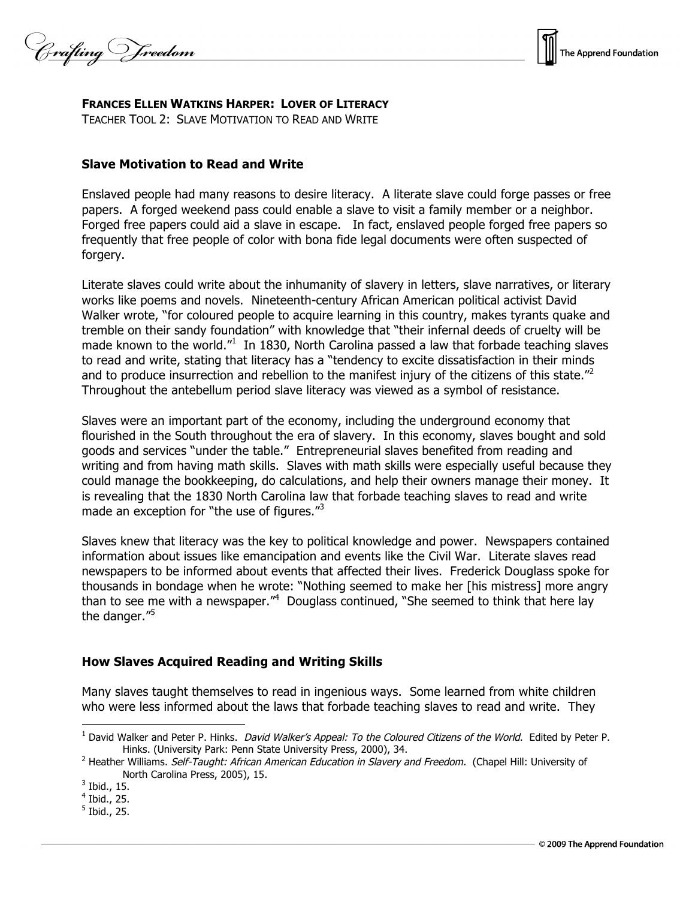**FRANCES ELLEN WATKINS HARPER: LOVER OF LITERACY**

TEACHER TOOL 2: SLAVE MOTIVATION TO READ AND WRITE

## Slave Motivation to Read and Write

Enslaved people had many reasons to desire literacy. A literate slave could forge passes or free papers. A forged weekend pass could enable a slave to visit a family member or a neighbor. Forged free papers could aid a slave in escape. In fact, enslaved people forged free papers so frequently that free people of color with bona fide legal documents were often suspected of forgery.

Literate slaves could write about the inhumanity of slavery in letters, slave narratives, or literary works like poems and novels. Nineteenth-century African American political activist David Walker wrote, "for coloured people to acquire learning in this country, makes tyrants quake and tremble on their sandy foundation" with knowledge that "their infernal deeds of cruelty will be made known to the world."[1] In 1830, North Carolina passed a law that forbade teaching slaves to read and write, stating that literacy has a "tendency to excite dissatisfaction in their minds and to produce insurrection and rebellion to the manifest injury of the citizens of this state."[2] Throughout the antebellum period slave literacy was viewed as a symbol of resistance.

Slaves were an important part of the economy, including the underground economy that flourished in the South throughout the era of slavery. In this economy, slaves bought and sold goods and services "under the table." Entrepreneurial slaves benefited from reading and writing and from having math skills. Slaves with math skills were especially useful because they could manage the bookkeeping, do calculations, and help their owners manage their money. It is revealing that the 1830 North Carolina law that forbade teaching slaves to read and write made an exception for "the use of figures."[3]

Slaves knew that literacy was the key to political knowledge and power. Newspapers contained information about issues like emancipation and events like the Civil War. Literate slaves read newspapers to be informed about events that affected their lives. Frederick Douglass spoke for thousands in bondage when he wrote: "Nothing seemed to make her [his mistress] more angry than to see me with a newspaper."[4] Douglass continued, "She seemed to think that here lay the danger."[5]

## How Slaves Acquired Reading and Writing Skills

Many slaves taught themselves to read in ingenious ways. Some learned from white children who were less informed about the laws that forbade teaching slaves to read and write. They

---

[1] David Walker and Peter P. Hinks. *David Walker's Appeal: To the Coloured Citizens of the World*. Edited by Peter P. Hinks. (University Park: Penn State University Press, 2000), 34.

[2] Heather Williams. *Self-Taught: African American Education in Slavery and Freedom*. (Chapel Hill: University of North Carolina Press, 2005), 15.

[3] Ibid., 15.

[4] Ibid., 25.

[5] Ibid., 25.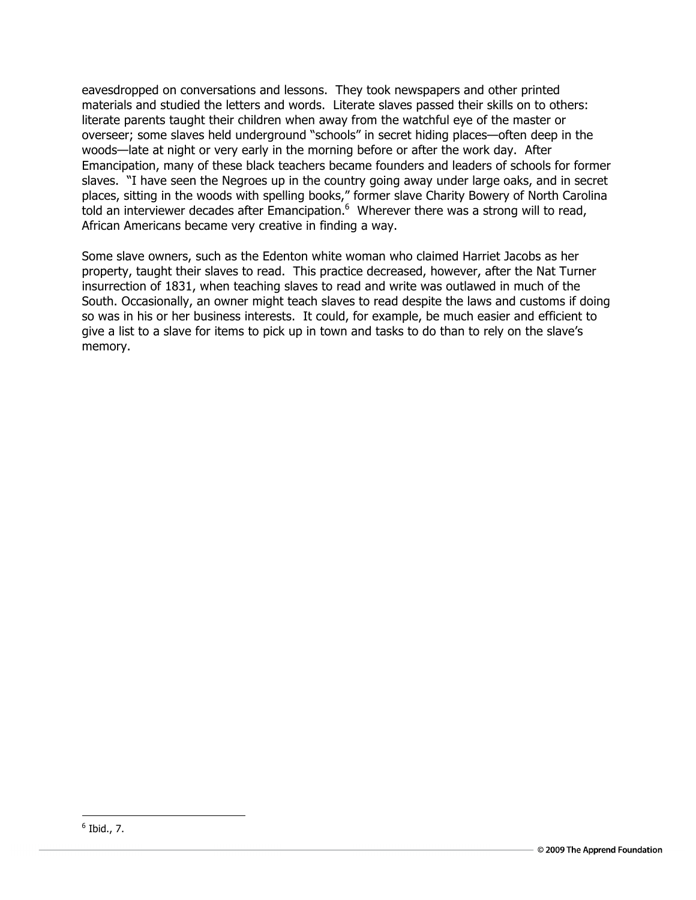eavesdropped on conversations and lessons. They took newspapers and other printed materials and studied the letters and words. Literate slaves passed their skills on to others: literate parents taught their children when away from the watchful eye of the master or overseer; some slaves held underground "schools" in secret hiding places—often deep in the woods—late at night or very early in the morning before or after the work day. After Emancipation, many of these black teachers became founders and leaders of schools for former slaves. "I have seen the Negroes up in the country going away under large oaks, and in secret places, sitting in the woods with spelling books," former slave Charity Bowery of North Carolina told an interviewer decades after Emancipation.[6] Wherever there was a strong will to read, African Americans became very creative in finding a way.

Some slave owners, such as the Edenton white woman who claimed Harriet Jacobs as her property, taught their slaves to read. This practice decreased, however, after the Nat Turner insurrection of 1831, when teaching slaves to read and write was outlawed in much of the South. Occasionally, an owner might teach slaves to read despite the laws and customs if doing so was in his or her business interests. It could, for example, be much easier and efficient to give a list to a slave for items to pick up in town and tasks to do than to rely on the slave's memory.

---

[6] Ibid., 7.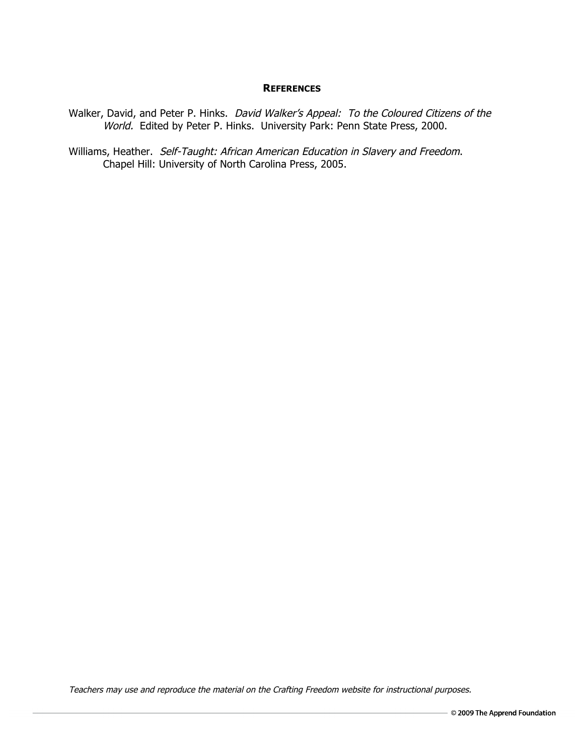## References

Walker, David, and Peter P. Hinks. *David Walker's Appeal: To the Coloured Citizens of the World.* Edited by Peter P. Hinks. University Park: Penn State Press, 2000.

Williams, Heather. *Self-Taught: African American Education in Slavery and Freedom*. Chapel Hill: University of North Carolina Press, 2005.

*Teachers may use and reproduce the material on the Crafting Freedom website for instructional purposes.*

© 2009 The Apprend Foundation